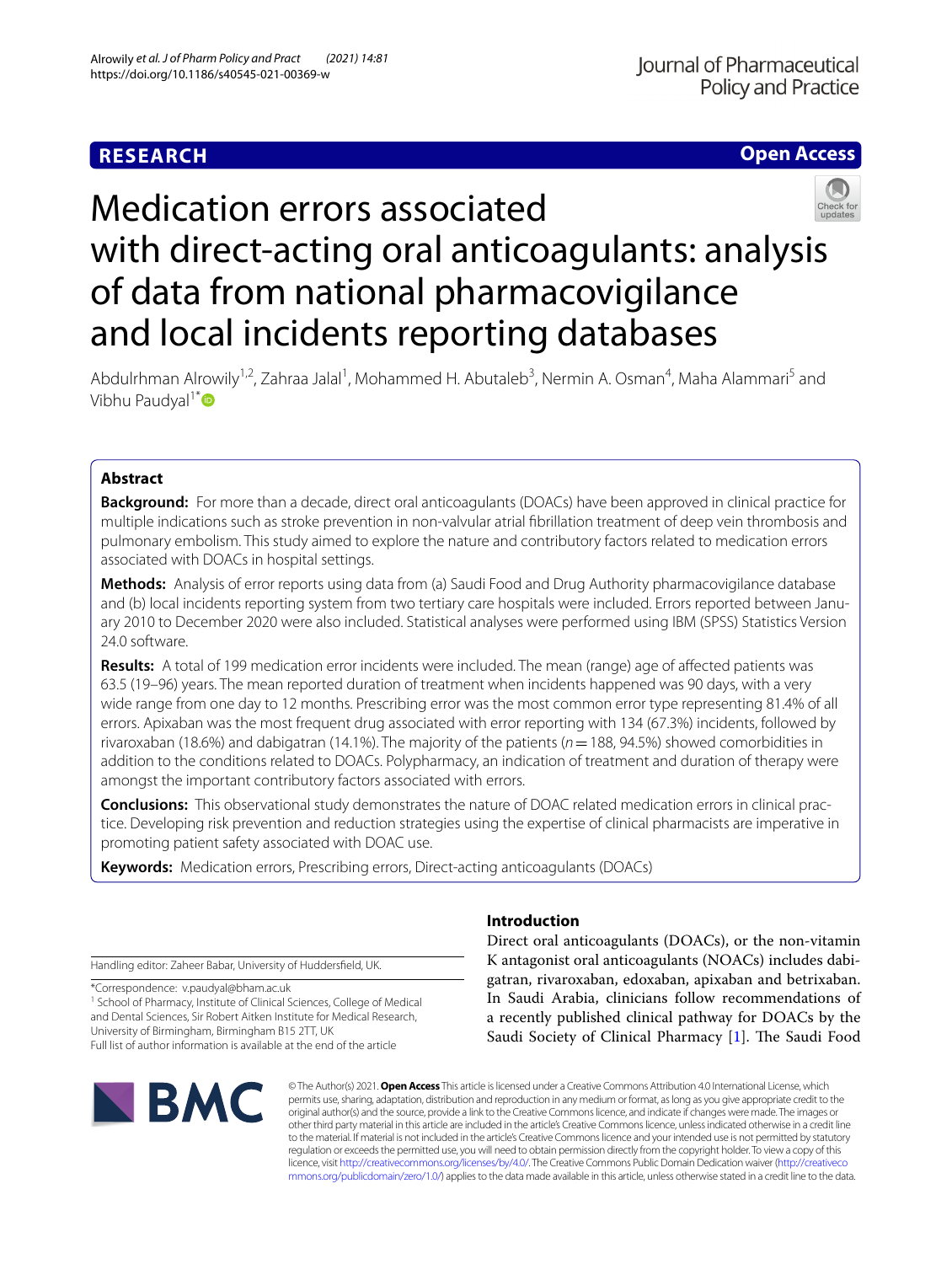RESEARCH

Open Access

# Medication errors associated with direct-acting oral anticoagulants: analysis of data from national pharmacovigilance and local incidents reporting databases

Abdulrhman Alrowily[1,2], Zahraa Jalal[1], Mohammed H. Abutaleb[3], Nermin A. Osman[4], Maha Alammari[5] and Vibhu Paudyal[1*]

## Abstract

**Background:** For more than a decade, direct oral anticoagulants (DOACs) have been approved in clinical practice for multiple indications such as stroke prevention in non-valvular atrial fibrillation treatment of deep vein thrombosis and pulmonary embolism. This study aimed to explore the nature and contributory factors related to medication errors associated with DOACs in hospital settings.

**Methods:** Analysis of error reports using data from (a) Saudi Food and Drug Authority pharmacovigilance database and (b) local incidents reporting system from two tertiary care hospitals were included. Errors reported between January 2010 to December 2020 were also included. Statistical analyses were performed using IBM (SPSS) Statistics Version 24.0 software.

**Results:** A total of 199 medication error incidents were included. The mean (range) age of affected patients was 63.5 (19–96) years. The mean reported duration of treatment when incidents happened was 90 days, with a very wide range from one day to 12 months. Prescribing error was the most common error type representing 81.4% of all errors. Apixaban was the most frequent drug associated with error reporting with 134 (67.3%) incidents, followed by rivaroxaban (18.6%) and dabigatran (14.1%). The majority of the patients (n = 188, 94.5%) showed comorbidities in addition to the conditions related to DOACs. Polypharmacy, an indication of treatment and duration of therapy were amongst the important contributory factors associated with errors.

**Conclusions:** This observational study demonstrates the nature of DOAC related medication errors in clinical practice. Developing risk prevention and reduction strategies using the expertise of clinical pharmacists are imperative in promoting patient safety associated with DOAC use.

**Keywords:** Medication errors, Prescribing errors, Direct-acting oral anticoagulants (DOACs)

Handling editor: Zaheer Babar, University of Huddersfield, UK.

*Correspondence: v.paudyal@bham.ac.uk
[1] School of Pharmacy, Institute of Clinical Sciences, College of Medical and Dental Sciences, Sir Robert Aitken Institute for Medical Research, University of Birmingham, Birmingham B15 2TT, UK
Full list of author information is available at the end of the article

## Introduction

Direct oral anticoagulants (DOACs), or the non-vitamin K antagonist oral anticoagulants (NOACs) includes dabigatran, rivaroxaban, edoxaban, apixaban and betrixaban. In Saudi Arabia, clinicians follow recommendations of a recently published clinical pathway for DOACs by the Saudi Society of Clinical Pharmacy [1]. The Saudi Food

© The Author(s) 2021. **Open Access** This article is licensed under a Creative Commons Attribution 4.0 International License, which permits use, sharing, adaptation, distribution and reproduction in any medium or format, as long as you give appropriate credit to the original author(s) and the source, provide a link to the Creative Commons licence, and indicate if changes were made. The images or other third party material in this article are included in the article's Creative Commons licence, unless indicated otherwise in a credit line to the material. If material is not included in the article's Creative Commons licence and your intended use is not permitted by statutory regulation or exceeds the permitted use, you will need to obtain permission directly from the copyright holder. To view a copy of this licence, visit http://creativecommons.org/licenses/by/4.0/. The Creative Commons Public Domain Dedication waiver (http://creativecommons.org/publicdomain/zero/1.0/) applies to the data made available in this article, unless otherwise stated in a credit line to the data.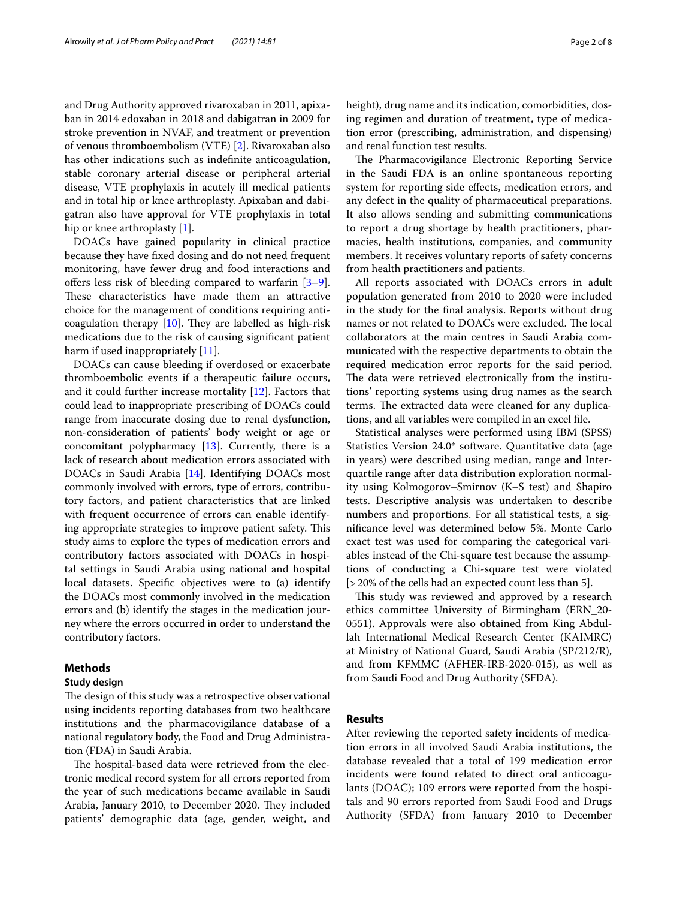and Drug Authority approved rivaroxaban in 2011, apixaban in 2014 edoxaban in 2018 and dabigatran in 2009 for stroke prevention in NVAF, and treatment or prevention of venous thromboembolism (VTE) [2]. Rivaroxaban also has other indications such as indefinite anticoagulation, stable coronary arterial disease or peripheral arterial disease, VTE prophylaxis in acutely ill medical patients and in total hip or knee arthroplasty. Apixaban and dabigatran also have approval for VTE prophylaxis in total hip or knee arthroplasty [1].

DOACs have gained popularity in clinical practice because they have fixed dosing and do not need frequent monitoring, have fewer drug and food interactions and offers less risk of bleeding compared to warfarin [3–9]. These characteristics have made them an attractive choice for the management of conditions requiring anticoagulation therapy [10]. They are labelled as high-risk medications due to the risk of causing significant patient harm if used inappropriately [11].

DOACs can cause bleeding if overdosed or exacerbate thromboembolic events if a therapeutic failure occurs, and it could further increase mortality [12]. Factors that could lead to inappropriate prescribing of DOACs could range from inaccurate dosing due to renal dysfunction, non-consideration of patients' body weight or age or concomitant polypharmacy [13]. Currently, there is a lack of research about medication errors associated with DOACs in Saudi Arabia [14]. Identifying DOACs most commonly involved with errors, type of errors, contributory factors, and patient characteristics that are linked with frequent occurrence of errors can enable identifying appropriate strategies to improve patient safety. This study aims to explore the types of medication errors and contributory factors associated with DOACs in hospital settings in Saudi Arabia using national and hospital local datasets. Specific objectives were to (a) identify the DOACs most commonly involved in the medication errors and (b) identify the stages in the medication journey where the errors occurred in order to understand the contributory factors.

## Methods

### Study design

The design of this study was a retrospective observational using incidents reporting databases from two healthcare institutions and the pharmacovigilance database of a national regulatory body, the Food and Drug Administration (FDA) in Saudi Arabia.

The hospital-based data were retrieved from the electronic medical record system for all errors reported from the year of such medications became available in Saudi Arabia, January 2010, to December 2020. They included patients' demographic data (age, gender, weight, and height), drug name and its indication, comorbidities, dosing regimen and duration of treatment, type of medication error (prescribing, administration, and dispensing) and renal function test results.

The Pharmacovigilance Electronic Reporting Service in the Saudi FDA is an online spontaneous reporting system for reporting side effects, medication errors, and any defect in the quality of pharmaceutical preparations. It also allows sending and submitting communications to report a drug shortage by health practitioners, pharmacies, health institutions, companies, and community members. It receives voluntary reports of safety concerns from health practitioners and patients.

All reports associated with DOACs errors in adult population generated from 2010 to 2020 were included in the study for the final analysis. Reports without drug names or not related to DOACs were excluded. The local collaborators at the main centres in Saudi Arabia communicated with the respective departments to obtain the required medication error reports for the said period. The data were retrieved electronically from the institutions' reporting systems using drug names as the search terms. The extracted data were cleaned for any duplications, and all variables were compiled in an excel file.

Statistical analyses were performed using IBM (SPSS) Statistics Version 24.0® software. Quantitative data (age in years) were described using median, range and Interquartile range after data distribution exploration normality using Kolmogorov–Smirnov (K–S test) and Shapiro tests. Descriptive analysis was undertaken to describe numbers and proportions. For all statistical tests, a significance level was determined below 5%. Monte Carlo exact test was used for comparing the categorical variables instead of the Chi-square test because the assumptions of conducting a Chi-square test were violated [>20% of the cells had an expected count less than 5].

This study was reviewed and approved by a research ethics committee University of Birmingham (ERN_20-0551). Approvals were also obtained from King Abdullah International Medical Research Center (KAIMRC) at Ministry of National Guard, Saudi Arabia (SP/212/R), and from KFMMC (AFHER-IRB-2020-015), as well as from Saudi Food and Drug Authority (SFDA).

## Results

After reviewing the reported safety incidents of medication errors in all involved Saudi Arabia institutions, the database revealed that a total of 199 medication error incidents were found related to direct oral anticoagulants (DOAC); 109 errors were reported from the hospitals and 90 errors reported from Saudi Food and Drugs Authority (SFDA) from January 2010 to December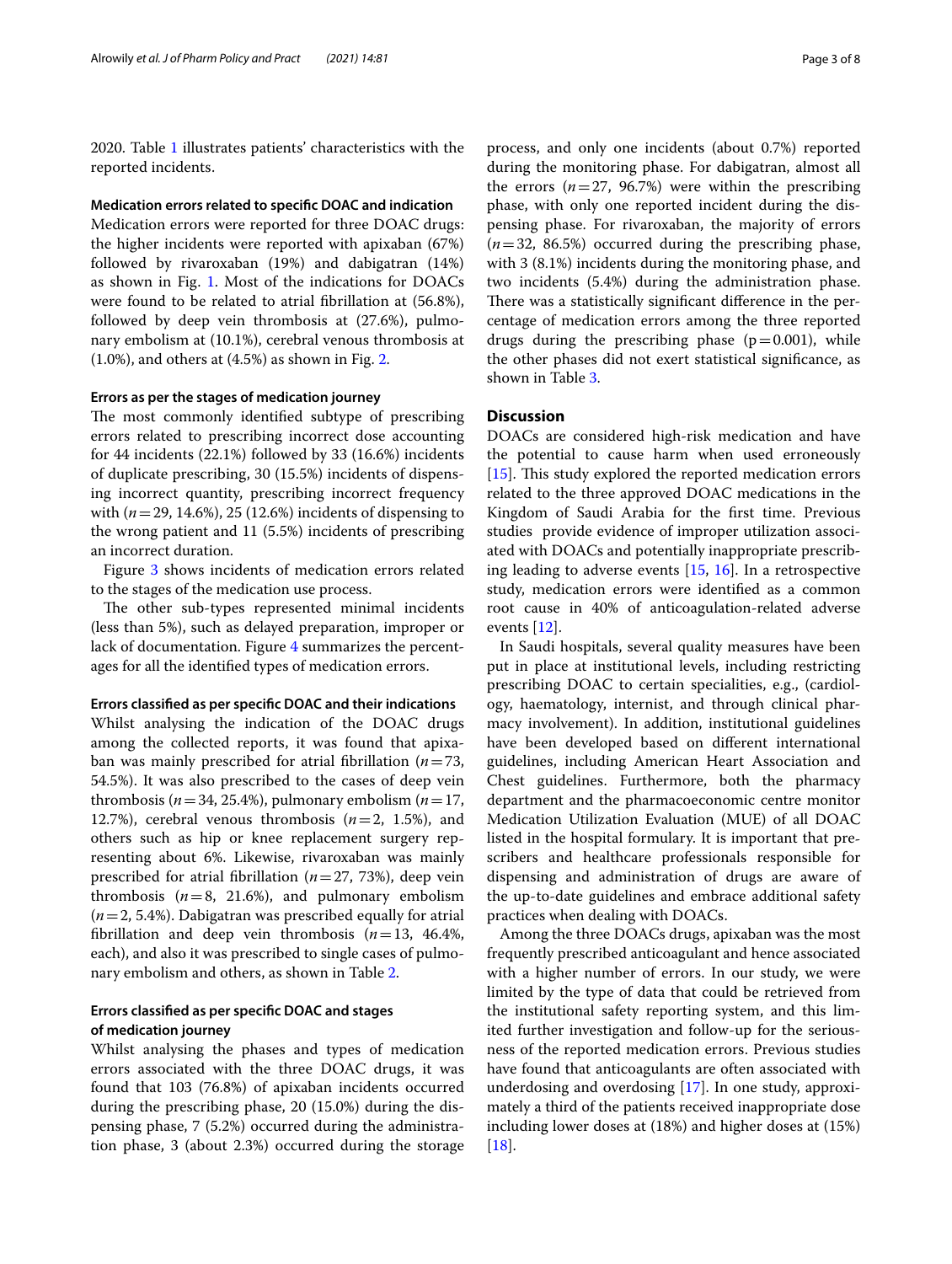2020. Table 1 illustrates patients' characteristics with the reported incidents.

#### Medication errors related to specific DOAC and indication

Medication errors were reported for three DOAC drugs: the higher incidents were reported with apixaban (67%) followed by rivaroxaban (19%) and dabigatran (14%) as shown in Fig. 1. Most of the indications for DOACs were found to be related to atrial fibrillation at (56.8%), followed by deep vein thrombosis at (27.6%), pulmonary embolism at (10.1%), cerebral venous thrombosis at (1.0%), and others at (4.5%) as shown in Fig. 2.

#### Errors as per the stages of medication journey

The most commonly identified subtype of prescribing errors related to prescribing incorrect dose accounting for 44 incidents (22.1%) followed by 33 (16.6%) incidents of duplicate prescribing, 30 (15.5%) incidents of dispensing incorrect quantity, prescribing incorrect frequency with ($n=29$, 14.6%), 25 (12.6%) incidents of dispensing to the wrong patient and 11 (5.5%) incidents of prescribing an incorrect duration.

Figure 3 shows incidents of medication errors related to the stages of the medication use process.

The other sub-types represented minimal incidents (less than 5%), such as delayed preparation, improper or lack of documentation. Figure 4 summarizes the percentages for all the identified types of medication errors.

#### Errors classified as per specific DOAC and their indications

Whilst analysing the indication of the DOAC drugs among the collected reports, it was found that apixaban was mainly prescribed for atrial fibrillation ($n=73$, 54.5%). It was also prescribed to the cases of deep vein thrombosis ($n=34$, 25.4%), pulmonary embolism ($n=17$, 12.7%), cerebral venous thrombosis ($n=2$, 1.5%), and others such as hip or knee replacement surgery representing about 6%. Likewise, rivaroxaban was mainly prescribed for atrial fibrillation ($n=27$, 73%), deep vein thrombosis ($n=8$, 21.6%), and pulmonary embolism ($n=2$, 5.4%). Dabigatran was prescribed equally for atrial fibrillation and deep vein thrombosis ($n=13$, 46.4%, each), and also it was prescribed to single cases of pulmonary embolism and others, as shown in Table 2.

#### Errors classified as per specific DOAC and stages of medication journey

Whilst analysing the phases and types of medication errors associated with the three DOAC drugs, it was found that 103 (76.8%) of apixaban incidents occurred during the prescribing phase, 20 (15.0%) during the dispensing phase, 7 (5.2%) occurred during the administration phase, 3 (about 2.3%) occurred during the storage process, and only one incidents (about 0.7%) reported during the monitoring phase. For dabigatran, almost all the errors ($n=27$, 96.7%) were within the prescribing phase, with only one reported incident during the dispensing phase. For rivaroxaban, the majority of errors ($n=32$, 86.5%) occurred during the prescribing phase, with 3 (8.1%) incidents during the monitoring phase, and two incidents (5.4%) during the administration phase. There was a statistically significant difference in the percentage of medication errors among the three reported drugs during the prescribing phase ($p=0.001$), while the other phases did not exert statistical significance, as shown in Table 3.

## Discussion

DOACs are considered high-risk medication and have the potential to cause harm when used erroneously [15]. This study explored the reported medication errors related to the three approved DOAC medications in the Kingdom of Saudi Arabia for the first time. Previous studies provide evidence of improper utilization associated with DOACs and potentially inappropriate prescribing leading to adverse events [15, 16]. In a retrospective study, medication errors were identified as a common root cause in 40% of anticoagulation-related adverse events [12].

In Saudi hospitals, several quality measures have been put in place at institutional levels, including restricting prescribing DOAC to certain specialities, e.g., (cardiology, haematology, internist, and through clinical pharmacy involvement). In addition, institutional guidelines have been developed based on different international guidelines, including American Heart Association and Chest guidelines. Furthermore, both the pharmacy department and the pharmacoeconomic centre monitor Medication Utilization Evaluation (MUE) of all DOAC listed in the hospital formulary. It is important that prescribers and healthcare professionals responsible for dispensing and administration of drugs are aware of the up-to-date guidelines and embrace additional safety practices when dealing with DOACs.

Among the three DOACs drugs, apixaban was the most frequently prescribed anticoagulant and hence associated with a higher number of errors. In our study, we were limited by the type of data that could be retrieved from the institutional safety reporting system, and this limited further investigation and follow-up for the seriousness of the reported medication errors. Previous studies have found that anticoagulants are often associated with underdosing and overdosing [17]. In one study, approximately a third of the patients received inappropriate dose including lower doses at (18%) and higher doses at (15%) [18].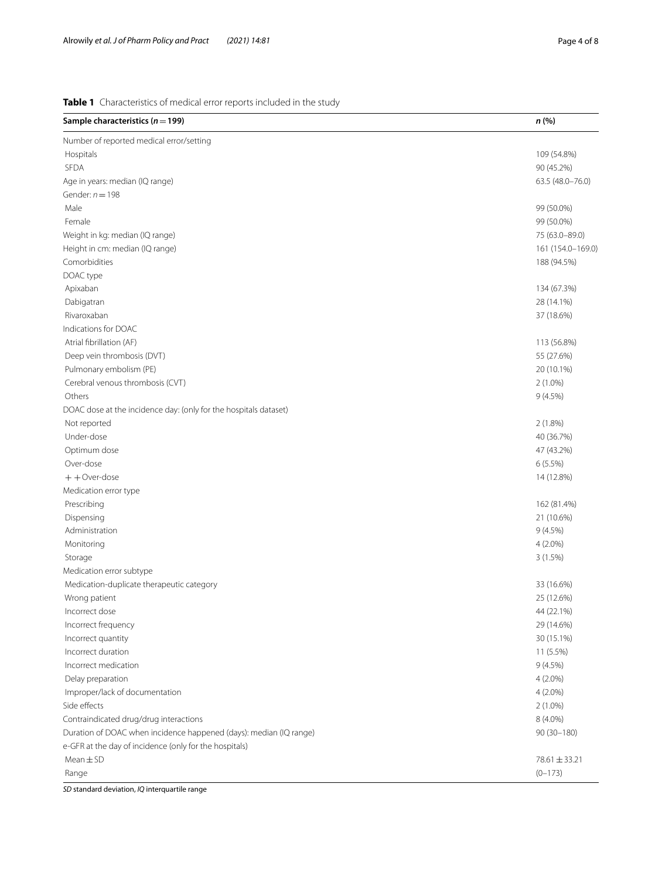**Table 1** Characteristics of medical error reports included in the study

| Sample characteristics ($n = 199$) | *n* (%) |
|---|---|
| Number of reported medical error/setting | |
| Hospitals | 109 (54.8%) |
| SFDA | 90 (45.2%) |
| Age in years: median (IQ range) | 63.5 (48.0–76.0) |
| Gender: $n = 198$ | |
| Male | 99 (50.0%) |
| Female | 99 (50.0%) |
| Weight in kg: median (IQ range) | 75 (63.0–89.0) |
| Height in cm: median (IQ range) | 161 (154.0–169.0) |
| Comorbidities | 188 (94.5%) |
| DOAC type | |
| Apixaban | 134 (67.3%) |
| Dabigatran | 28 (14.1%) |
| Rivaroxaban | 37 (18.6%) |
| Indications for DOAC | |
| Atrial fibrillation (AF) | 113 (56.8%) |
| Deep vein thrombosis (DVT) | 55 (27.6%) |
| Pulmonary embolism (PE) | 20 (10.1%) |
| Cerebral venous thrombosis (CVT) | 2 (1.0%) |
| Others | 9 (4.5%) |
| DOAC dose at the incidence day: (only for the hospitals dataset) | |
| Not reported | 2 (1.8%) |
| Under-dose | 40 (36.7%) |
| Optimum dose | 47 (43.2%) |
| Over-dose | 6 (5.5%) |
| + + Over-dose | 14 (12.8%) |
| Medication error type | |
| Prescribing | 162 (81.4%) |
| Dispensing | 21 (10.6%) |
| Administration | 9 (4.5%) |
| Monitoring | 4 (2.0%) |
| Storage | 3 (1.5%) |
| Medication error subtype | |
| Medication-duplicate therapeutic category | 33 (16.6%) |
| Wrong patient | 25 (12.6%) |
| Incorrect dose | 44 (22.1%) |
| Incorrect frequency | 29 (14.6%) |
| Incorrect quantity | 30 (15.1%) |
| Incorrect duration | 11 (5.5%) |
| Incorrect medication | 9 (4.5%) |
| Delay preparation | 4 (2.0%) |
| Improper/lack of documentation | 4 (2.0%) |
| Side effects | 2 (1.0%) |
| Contraindicated drug/drug interactions | 8 (4.0%) |
| Duration of DOAC when incidence happened (days): median (IQ range) | 90 (30–180) |
| e-GFR at the day of incidence (only for the hospitals) | |
| Mean ± SD | 78.61 ± 33.21 |
| Range | (0–173) |

*SD* standard deviation, *IQ* interquartile range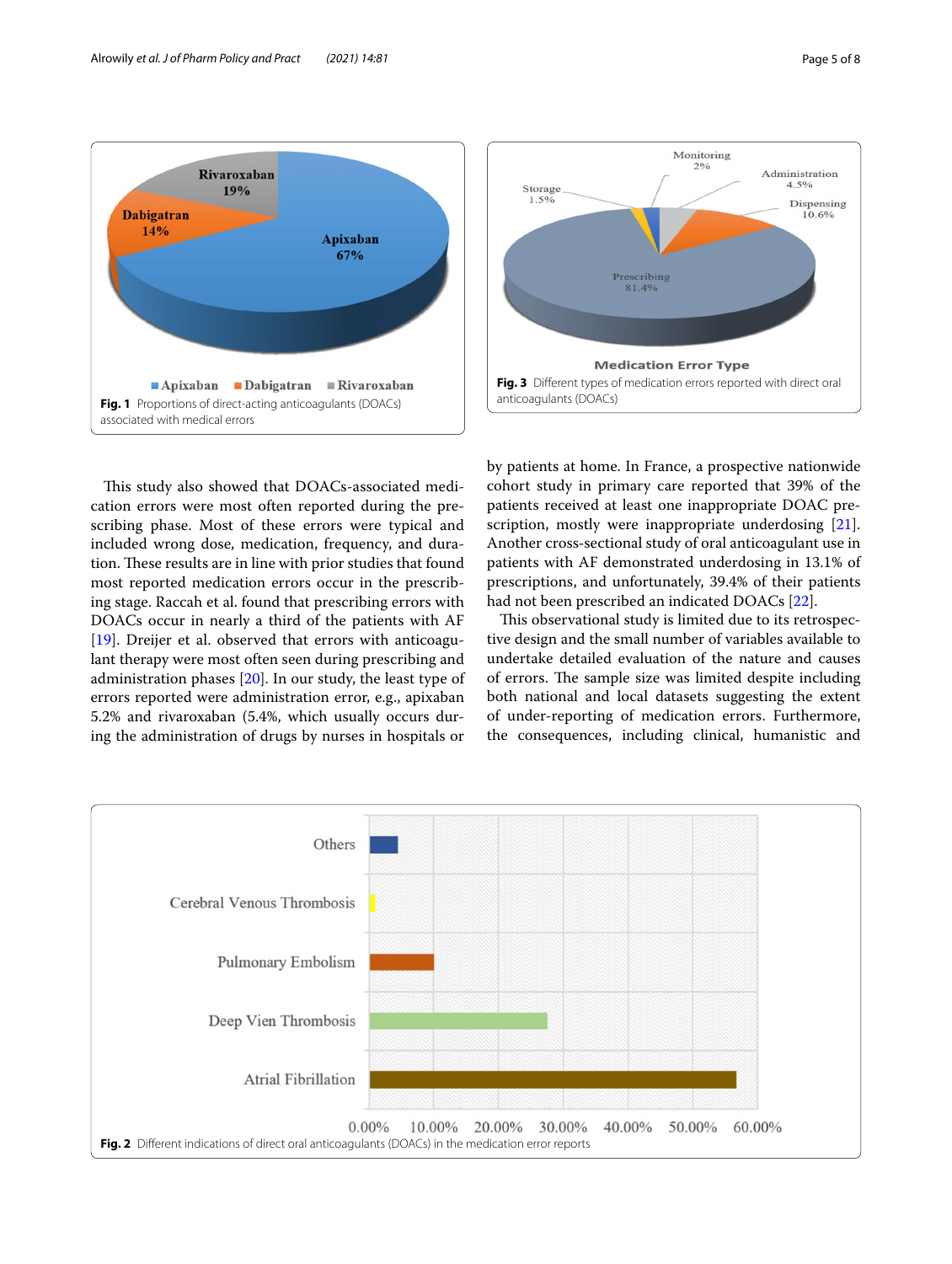Fig. 1 Proportions of direct-acting anticoagulants (DOACs) associated with medical errors

Fig. 3 Different types of medication errors reported with direct oral anticoagulants (DOACs)

This study also showed that DOACs-associated medication errors were most often reported during the prescribing phase. Most of these errors were typical and included wrong dose, medication, frequency, and duration. These results are in line with prior studies that found most reported medication errors occur in the prescribing stage. Raccah et al. found that prescribing errors with DOACs occur in nearly a third of the patients with AF [19]. Dreijer et al. observed that errors with anticoagulant therapy were most often seen during prescribing and administration phases [20]. In our study, the least type of errors reported were administration error, e.g., apixaban 5.2% and rivaroxaban (5.4%, which usually occurs during the administration of drugs by nurses in hospitals or by patients at home. In France, a prospective nationwide cohort study in primary care reported that 39% of the patients received at least one inappropriate DOAC prescription, mostly were inappropriate underdosing [21]. Another cross-sectional study of oral anticoagulant use in patients with AF demonstrated underdosing in 13.1% of prescriptions, and unfortunately, 39.4% of their patients had not been prescribed an indicated DOACs [22].

This observational study is limited due to its retrospective design and the small number of variables available to undertake detailed evaluation of the nature and causes of errors. The sample size was limited despite including both national and local datasets suggesting the extent of under-reporting of medication errors. Furthermore, the consequences, including clinical, humanistic and

Fig. 2 Different indications of direct oral anticoagulants (DOACs) in the medication error reports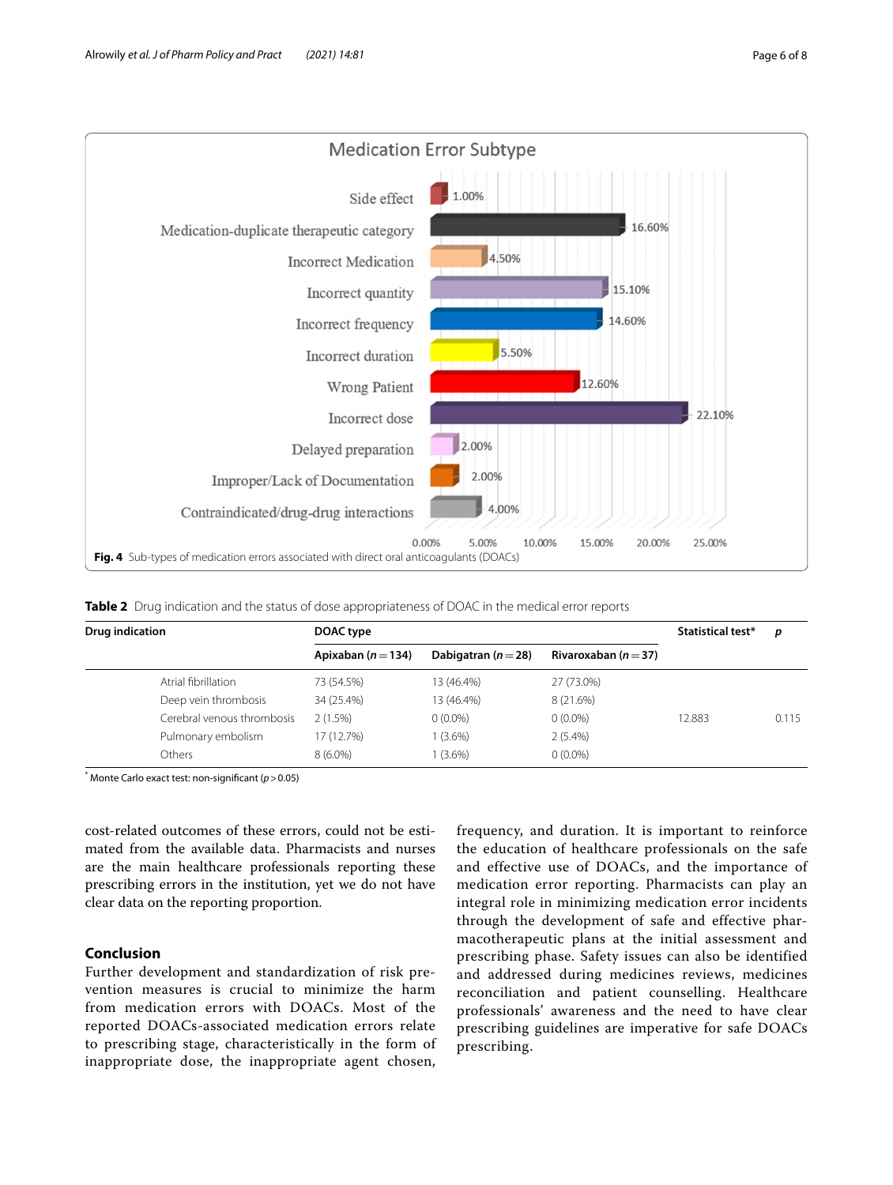Fig. 4 Sub-types of medication errors associated with direct oral anticoagulants (DOACs)

Table 2 Drug indication and the status of dose appropriateness of DOAC in the medical error reports

| Drug indication | DOAC type | | | Statistical test* | p |
|---|---|---|---|---|---|
| | Apixaban (n = 134) | Dabigatran (n = 28) | Rivaroxaban (n = 37) | | |
| Atrial fibrillation | 73 (54.5%) | 13 (46.4%) | 27 (73.0%) | 12.883 | 0.115 |
| Deep vein thrombosis | 34 (25.4%) | 13 (46.4%) | 8 (21.6%) | | |
| Cerebral venous thrombosis | 2 (1.5%) | 0 (0.0%) | 0 (0.0%) | | |
| Pulmonary embolism | 17 (12.7%) | 1 (3.6%) | 2 (5.4%) | | |
| Others | 8 (6.0%) | 1 (3.6%) | 0 (0.0%) | | |

* Monte Carlo exact test: non-significant ($p > 0.05$)

cost-related outcomes of these errors, could not be estimated from the available data. Pharmacists and nurses are the main healthcare professionals reporting these prescribing errors in the institution, yet we do not have clear data on the reporting proportion.

## Conclusion

Further development and standardization of risk prevention measures is crucial to minimize the harm from medication errors with DOACs. Most of the reported DOACs-associated medication errors relate to prescribing stage, characteristically in the form of inappropriate dose, the inappropriate agent chosen, frequency, and duration. It is important to reinforce the education of healthcare professionals on the safe and effective use of DOACs, and the importance of medication error reporting. Pharmacists can play an integral role in minimizing medication error incidents through the development of safe and effective pharmacotherapeutic plans at the initial assessment and prescribing phase. Safety issues can also be identified and addressed during medicines reviews, medicines reconciliation and patient counselling. Healthcare professionals' awareness and the need to have clear prescribing guidelines are imperative for safe DOACs prescribing.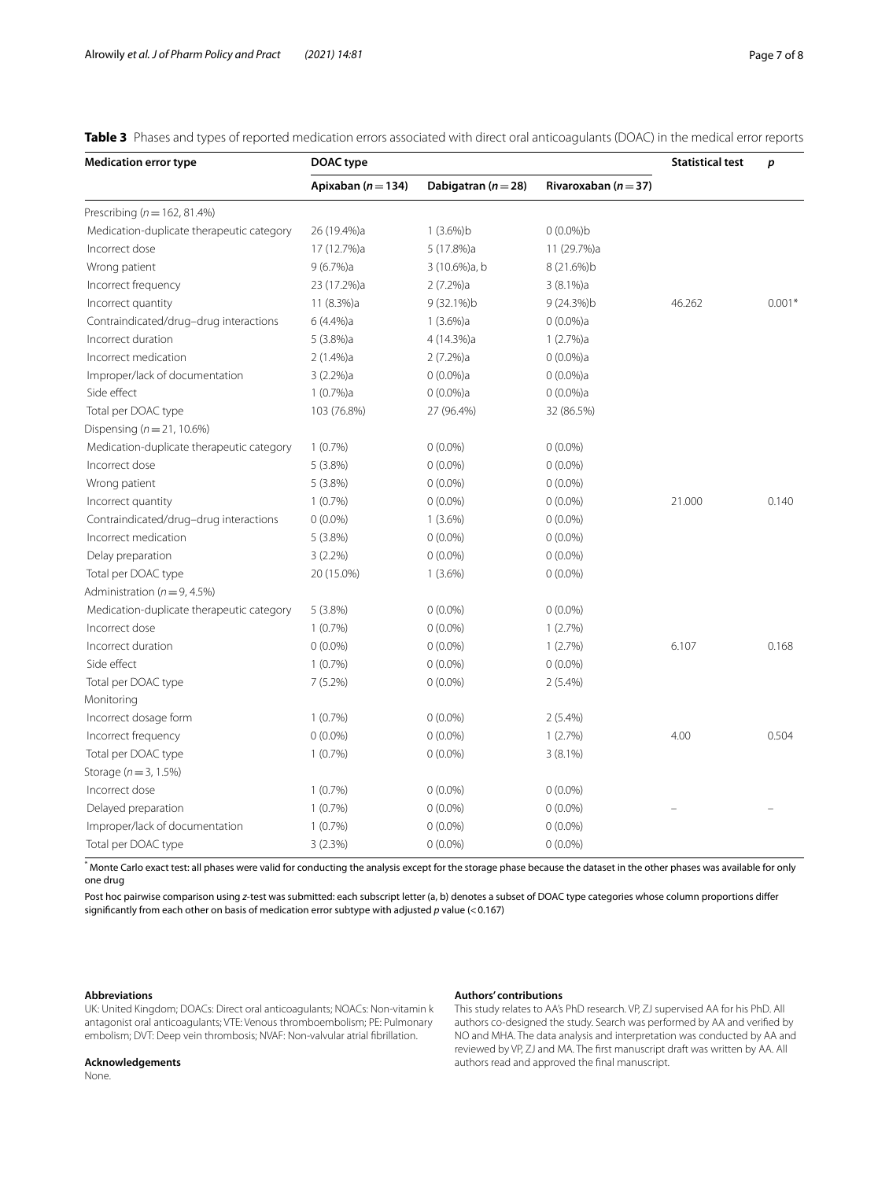**Table 3** Phases and types of reported medication errors associated with direct oral anticoagulants (DOAC) in the medical error reports

| Medication error type | DOAC type | | | Statistical test | *p* |
|---|---|---|---|---|---|
| | Apixaban (*n* = 134) | Dabigatran (*n* = 28) | Rivaroxaban (*n* = 37) | | |
| Prescribing (*n* = 162, 81.4%) | | | | | |
| Medication-duplicate therapeutic category | 26 (19.4%)a | 1 (3.6%)b | 0 (0.0%)b | | |
| Incorrect dose | 17 (12.7%)a | 5 (17.8%)a | 11 (29.7%)a | | |
| Wrong patient | 9 (6.7%)a | 3 (10.6%)a, b | 8 (21.6%)b | | |
| Incorrect frequency | 23 (17.2%)a | 2 (7.2%)a | 3 (8.1%)a | | |
| Incorrect quantity | 11 (8.3%)a | 9 (32.1%)b | 9 (24.3%)b | 46.262 | 0.001* |
| Contraindicated/drug–drug interactions | 6 (4.4%)a | 1 (3.6%)a | 0 (0.0%)a | | |
| Incorrect duration | 5 (3.8%)a | 4 (14.3%)a | 1 (2.7%)a | | |
| Incorrect medication | 2 (1.4%)a | 2 (7.2%)a | 0 (0.0%)a | | |
| Improper/lack of documentation | 3 (2.2%)a | 0 (0.0%)a | 0 (0.0%)a | | |
| Side effect | 1 (0.7%)a | 0 (0.0%)a | 0 (0.0%)a | | |
| Total per DOAC type | 103 (76.8%) | 27 (96.4%) | 32 (86.5%) | | |
| Dispensing (*n* = 21, 10.6%) | | | | | |
| Medication-duplicate therapeutic category | 1 (0.7%) | 0 (0.0%) | 0 (0.0%) | | |
| Incorrect dose | 5 (3.8%) | 0 (0.0%) | 0 (0.0%) | | |
| Wrong patient | 5 (3.8%) | 0 (0.0%) | 0 (0.0%) | | |
| Incorrect quantity | 1 (0.7%) | 0 (0.0%) | 0 (0.0%) | 21.000 | 0.140 |
| Contraindicated/drug–drug interactions | 0 (0.0%) | 1 (3.6%) | 0 (0.0%) | | |
| Incorrect medication | 5 (3.8%) | 0 (0.0%) | 0 (0.0%) | | |
| Delay preparation | 3 (2.2%) | 0 (0.0%) | 0 (0.0%) | | |
| Total per DOAC type | 20 (15.0%) | 1 (3.6%) | 0 (0.0%) | | |
| Administration (*n* = 9, 4.5%) | | | | | |
| Medication-duplicate therapeutic category | 5 (3.8%) | 0 (0.0%) | 0 (0.0%) | | |
| Incorrect dose | 1 (0.7%) | 0 (0.0%) | 1 (2.7%) | | |
| Incorrect duration | 0 (0.0%) | 0 (0.0%) | 1 (2.7%) | 6.107 | 0.168 |
| Side effect | 1 (0.7%) | 0 (0.0%) | 0 (0.0%) | | |
| Total per DOAC type | 7 (5.2%) | 0 (0.0%) | 2 (5.4%) | | |
| Monitoring | | | | | |
| Incorrect dosage form | 1 (0.7%) | 0 (0.0%) | 2 (5.4%) | | |
| Incorrect frequency | 0 (0.0%) | 0 (0.0%) | 1 (2.7%) | 4.00 | 0.504 |
| Total per DOAC type | 1 (0.7%) | 0 (0.0%) | 3 (8.1%) | | |
| Storage (*n* = 3, 1.5%) | | | | | |
| Incorrect dose | 1 (0.7%) | 0 (0.0%) | 0 (0.0%) | | |
| Delayed preparation | 1 (0.7%) | 0 (0.0%) | 0 (0.0%) | – | – |
| Improper/lack of documentation | 1 (0.7%) | 0 (0.0%) | 0 (0.0%) | | |
| Total per DOAC type | 3 (2.3%) | 0 (0.0%) | 0 (0.0%) | | |

[*] Monte Carlo exact test: all phases were valid for conducting the analysis except for the storage phase because the dataset in the other phases was available for only one drug

Post hoc pairwise comparison using *z*-test was submitted: each subscript letter (a, b) denotes a subset of DOAC type categories whose column proportions differ significantly from each other on basis of medication error subtype with adjusted *p* value (< 0.167)

#### Abbreviations

UK: United Kingdom; DOACs: Direct oral anticoagulants; NOACs: Non-vitamin k antagonist oral anticoagulants; VTE: Venous thromboembolism; PE: Pulmonary embolism; DVT: Deep vein thrombosis; NVAF: Non-valvular atrial fibrillation.

#### Acknowledgements

None.

#### Authors' contributions

This study relates to AA's PhD research. VP, ZJ supervised AA for his PhD. All authors co-designed the study. Search was performed by AA and verified by NO and MHA. The data analysis and interpretation was conducted by AA and reviewed by VP, ZJ and MA. The first manuscript draft was written by AA. All authors read and approved the final manuscript.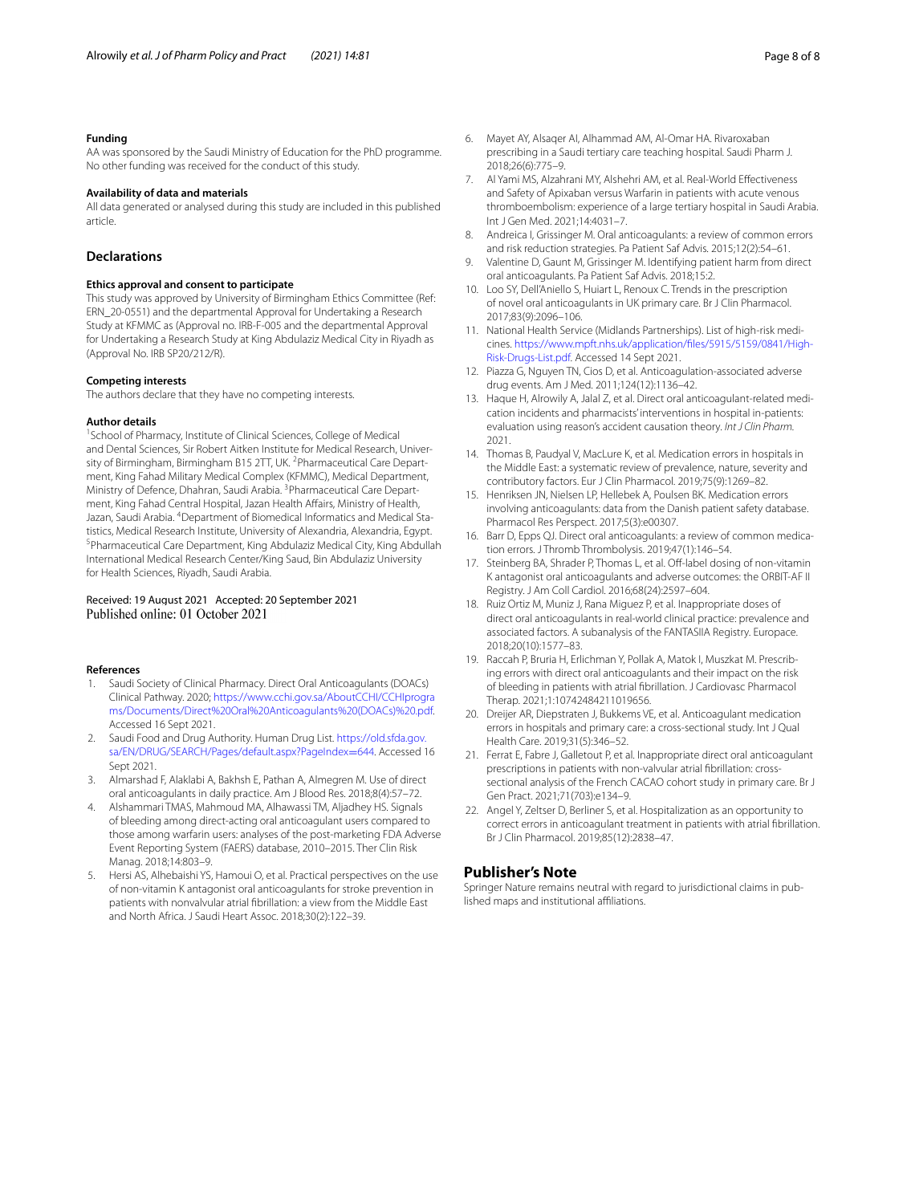#### Funding

AA was sponsored by the Saudi Ministry of Education for the PhD programme. No other funding was received for the conduct of this study.

#### Availability of data and materials

All data generated or analysed during this study are included in this published article.

## Declarations

#### Ethics approval and consent to participate

This study was approved by University of Birmingham Ethics Committee (Ref: ERN_20-0551) and the departmental Approval for Undertaking a Research Study at KFMMC as (Approval no. IRB-F-005 and the departmental Approval for Undertaking a Research Study at King Abdulaziz Medical City in Riyadh as (Approval No. IRB SP20/212/R).

#### Competing interests

The authors declare that they have no competing interests.

#### Author details

[1]School of Pharmacy, Institute of Clinical Sciences, College of Medical and Dental Sciences, Sir Robert Aitken Institute for Medical Research, University of Birmingham, Birmingham B15 2TT, UK. [2]Pharmaceutical Care Department, King Fahad Military Medical Complex (KFMMC), Medical Department, Ministry of Defence, Dhahran, Saudi Arabia. [3]Pharmaceutical Care Department, King Fahad Central Hospital, Jazan Health Affairs, Ministry of Health, Jazan, Saudi Arabia. [4]Department of Biomedical Informatics and Medical Statistics, Medical Research Institute, University of Alexandria, Alexandria, Egypt. [5]Pharmaceutical Care Department, King Abdulaziz Medical City, King Abdullah International Medical Research Center/King Saud, Bin Abdulaziz University for Health Sciences, Riyadh, Saudi Arabia.

Received: 19 August 2021 Accepted: 20 September 2021
Published online: 01 October 2021

#### References

1. Saudi Society of Clinical Pharmacy. Direct Oral Anticoagulants (DOACs) Clinical Pathway. 2020; https://www.cchi.gov.sa/AboutCCHI/CCHIprograms/Documents/Direct%20Oral%20Anticoagulants%20(DOACs)%20.pdf. Accessed 16 Sept 2021.
2. Saudi Food and Drug Authority. Human Drug List. https://old.sfda.gov.sa/EN/DRUG/SEARCH/Pages/default.aspx?PageIndex=644. Accessed 16 Sept 2021.
3. Almarshad F, Alaklabi A, Bakhsh E, Pathan A, Almegren M. Use of direct oral anticoagulants in daily practice. Am J Blood Res. 2018;8(4):57–72.
4. Alshammari TMAS, Mahmoud MA, Alhawassi TM, Aljadhey HS. Signals of bleeding among direct-acting oral anticoagulant users compared to those among warfarin users: analyses of the post-marketing FDA Adverse Event Reporting System (FAERS) database, 2010–2015. Ther Clin Risk Manag. 2018;14:803–9.
5. Hersi AS, Alhebaishi YS, Hamoui O, et al. Practical perspectives on the use of non-vitamin K antagonist oral anticoagulants for stroke prevention in patients with nonvalvular atrial fibrillation: a view from the Middle East and North Africa. J Saudi Heart Assoc. 2018;30(2):122–39.
6. Mayet AY, Alsaqer AI, Alhammad AM, Al-Omar HA. Rivaroxaban prescribing in a Saudi tertiary care teaching hospital. Saudi Pharm J. 2018;26(6):775–9.
7. Al Yami MS, Alzahrani MY, Alshehri AM, et al. Real-World Effectiveness and Safety of Apixaban versus Warfarin in patients with acute venous thromboembolism: experience of a large tertiary hospital in Saudi Arabia. Int J Gen Med. 2021;14:4031–7.
8. Andreica I, Grissinger M. Oral anticoagulants: a review of common errors and risk reduction strategies. Pa Patient Saf Advis. 2015;12(2):54–61.
9. Valentine D, Gaunt M, Grissinger M. Identifying patient harm from direct oral anticoagulants. Pa Patient Saf Advis. 2018;15:2.
10. Loo SY, Dell'Aniello S, Huiart L, Renoux C. Trends in the prescription of novel oral anticoagulants in UK primary care. Br J Clin Pharmacol. 2017;83(9):2096–106.
11. National Health Service (Midlands Partnerships). List of high-risk medicines. https://www.mpft.nhs.uk/application/files/5915/5159/0841/High-Risk-Drugs-List.pdf. Accessed 14 Sept 2021.
12. Piazza G, Nguyen TN, Cios D, et al. Anticoagulation-associated adverse drug events. Am J Med. 2011;124(12):1136–42.
13. Haque H, Alrowily A, Jalal Z, et al. Direct oral anticoagulant-related medication incidents and pharmacists' interventions in hospital in-patients: evaluation using reason's accident causation theory. *Int J Clin Pharm.* 2021.
14. Thomas B, Paudyal V, MacLure K, et al. Medication errors in hospitals in the Middle East: a systematic review of prevalence, nature, severity and contributory factors. Eur J Clin Pharmacol. 2019;75(9):1269–82.
15. Henriksen JN, Nielsen LP, Hellebek A, Poulsen BK. Medication errors involving anticoagulants: data from the Danish patient safety database. Pharmacol Res Perspect. 2017;5(3):e00307.
16. Barr D, Epps QJ. Direct oral anticoagulants: a review of common medication errors. J Thromb Thrombolysis. 2019;47(1):146–54.
17. Steinberg BA, Shrader P, Thomas L, et al. Off-label dosing of non-vitamin K antagonist oral anticoagulants and adverse outcomes: the ORBIT-AF II Registry. J Am Coll Cardiol. 2016;68(24):2597–604.
18. Ruiz Ortiz M, Muniz J, Rana Miguez P, et al. Inappropriate doses of direct oral anticoagulants in real-world clinical practice: prevalence and associated factors. A subanalysis of the FANTASIIA Registry. Europace. 2018;20(10):1577–83.
19. Raccah P, Bruria H, Erlichman Y, Pollak A, Matok I, Muszkat M. Prescribing errors with direct oral anticoagulants and their impact on the risk of bleeding in patients with atrial fibrillation. J Cardiovasc Pharmacol Therap. 2021;1:10742484211019656.
20. Dreijer AR, Diepstraten J, Bukkems VE, et al. Anticoagulant medication errors in hospitals and primary care: a cross-sectional study. Int J Qual Health Care. 2019;31(5):346–52.
21. Ferrat E, Fabre J, Galletout P, et al. Inappropriate direct oral anticoagulant prescriptions in patients with non-valvular atrial fibrillation: cross-sectional analysis of the French CACAO cohort study in primary care. Br J Gen Pract. 2021;71(703):e134–9.
22. Angel Y, Zeltser D, Berliner S, et al. Hospitalization as an opportunity to correct errors in anticoagulant treatment in patients with atrial fibrillation. Br J Clin Pharmacol. 2019;85(12):2838–47.

## Publisher's Note

Springer Nature remains neutral with regard to jurisdictional claims in published maps and institutional affiliations.